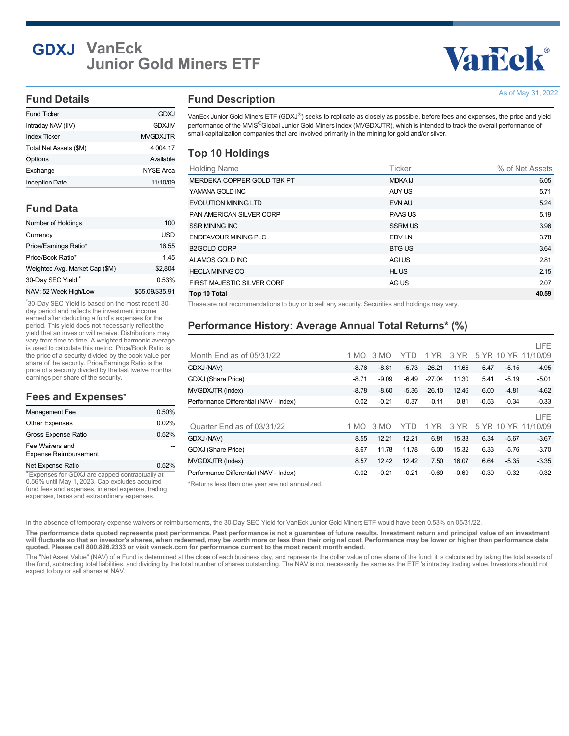# GDXJ VanEck Junior Gold Miners ETF

As of May 31, 2022

## Fund Details

| Fund Ticker | GDXJ |
|---|---|
| Intraday NAV (IIV) | GDXJIV |
| Index Ticker | MVGDXJTR |
| Total Net Assets ($M) | 4,004.17 |
| Options | Available |
| Exchange | NYSE Arca |
| Inception Date | 11/10/09 |

## Fund Data

| Number of Holdings | 100 |
|---|---|
| Currency | USD |
| Price/Earnings Ratio* | 16.55 |
| Price/Book Ratio* | 1.45 |
| Weighted Avg. Market Cap ($M) | $2,804 |
| 30-Day SEC Yield * | 0.53% |
| NAV: 52 Week High/Low | $55.09/$35.91 |

*30-Day SEC Yield is based on the most recent 30-day period and reflects the investment income earned after deducting a fund's expenses for the period. This yield does not necessarily reflect the yield that an investor will receive. Distributions may vary from time to time. A weighted harmonic average is used to calculate this metric. Price/Book Ratio is the price of a security divided by the book value per share of the security. Price/Earnings Ratio is the price of a security divided by the last twelve months earnings per share of the security.

## Fees and Expenses*

| Management Fee | 0.50% |
|---|---|
| Other Expenses | 0.02% |
| Gross Expense Ratio | 0.52% |
| Fee Waivers and Expense Reimbursement | -- |
| Net Expense Ratio | 0.52% |

*Expenses for GDXJ are capped contractually at 0.56% until May 1, 2023. Cap excludes acquired fund fees and expenses, interest expense, trading expenses, taxes and extraordinary expenses.

## Fund Description

VanEck Junior Gold Miners ETF (GDXJ®) seeks to replicate as closely as possible, before fees and expenses, the price and yield performance of the MVIS®Global Junior Gold Miners Index (MVGDXJTR), which is intended to track the overall performance of small-capitalization companies that are involved primarily in the mining for gold and/or silver.

## Top 10 Holdings

| Holding Name | Ticker | % of Net Assets |
|---|---|---|
| MERDEKA COPPER GOLD TBK PT | MDKA IJ | 6.05 |
| YAMANA GOLD INC | AUY US | 5.71 |
| EVOLUTION MINING LTD | EVN AU | 5.24 |
| PAN AMERICAN SILVER CORP | PAAS US | 5.19 |
| SSR MINING INC | SSRM US | 3.96 |
| ENDEAVOUR MINING PLC | EDV LN | 3.78 |
| B2GOLD CORP | BTG US | 3.64 |
| ALAMOS GOLD INC | AGI US | 2.81 |
| HECLA MINING CO | HL US | 2.15 |
| FIRST MAJESTIC SILVER CORP | AG US | 2.07 |
| **Top 10 Total** | | **40.59** |

These are not recommendations to buy or to sell any security. Securities and holdings may vary.

## Performance History: Average Annual Total Returns* (%)

| Month End as of 05/31/22 | 1 MO | 3 MO | YTD | 1 YR | 3 YR | 5 YR | 10 YR | LIFE 11/10/09 |
|---|---|---|---|---|---|---|---|---|
| GDXJ (NAV) | -8.76 | -8.81 | -5.73 | -26.21 | 11.65 | 5.47 | -5.15 | -4.95 |
| GDXJ (Share Price) | -8.71 | -9.09 | -6.49 | -27.04 | 11.30 | 5.41 | -5.19 | -5.01 |
| MVGDXJTR (Index) | -8.78 | -8.60 | -5.36 | -26.10 | 12.46 | 6.00 | -4.81 | -4.62 |
| Performance Differential (NAV - Index) | 0.02 | -0.21 | -0.37 | -0.11 | -0.81 | -0.53 | -0.34 | -0.33 |

| Quarter End as of 03/31/22 | 1 MO | 3 MO | YTD | 1 YR | 3 YR | 5 YR | 10 YR | LIFE 11/10/09 |
|---|---|---|---|---|---|---|---|---|
| GDXJ (NAV) | 8.55 | 12.21 | 12.21 | 6.81 | 15.38 | 6.34 | -5.67 | -3.67 |
| GDXJ (Share Price) | 8.67 | 11.78 | 11.78 | 6.00 | 15.32 | 6.33 | -5.76 | -3.70 |
| MVGDXJTR (Index) | 8.57 | 12.42 | 12.42 | 7.50 | 16.07 | 6.64 | -5.35 | -3.35 |
| Performance Differential (NAV - Index) | -0.02 | -0.21 | -0.21 | -0.69 | -0.69 | -0.30 | -0.32 | -0.32 |

*Returns less than one year are not annualized.

In the absence of temporary expense waivers or reimbursements, the 30-Day SEC Yield for VanEck Junior Gold Miners ETF would have been 0.53% on 05/31/22.

**The performance data quoted represents past performance. Past performance is not a guarantee of future results. Investment return and principal value of an investment will fluctuate so that an investor's shares, when redeemed, may be worth more or less than their original cost. Performance may be lower or higher than performance data quoted. Please call 800.826.2333 or visit vaneck.com for performance current to the most recent month ended.**

The "Net Asset Value" (NAV) of a Fund is determined at the close of each business day, and represents the dollar value of one share of the fund; it is calculated by taking the total assets of the fund, subtracting total liabilities, and dividing by the total number of shares outstanding. The NAV is not necessarily the same as the ETF 's intraday trading value. Investors should not expect to buy or sell shares at NAV.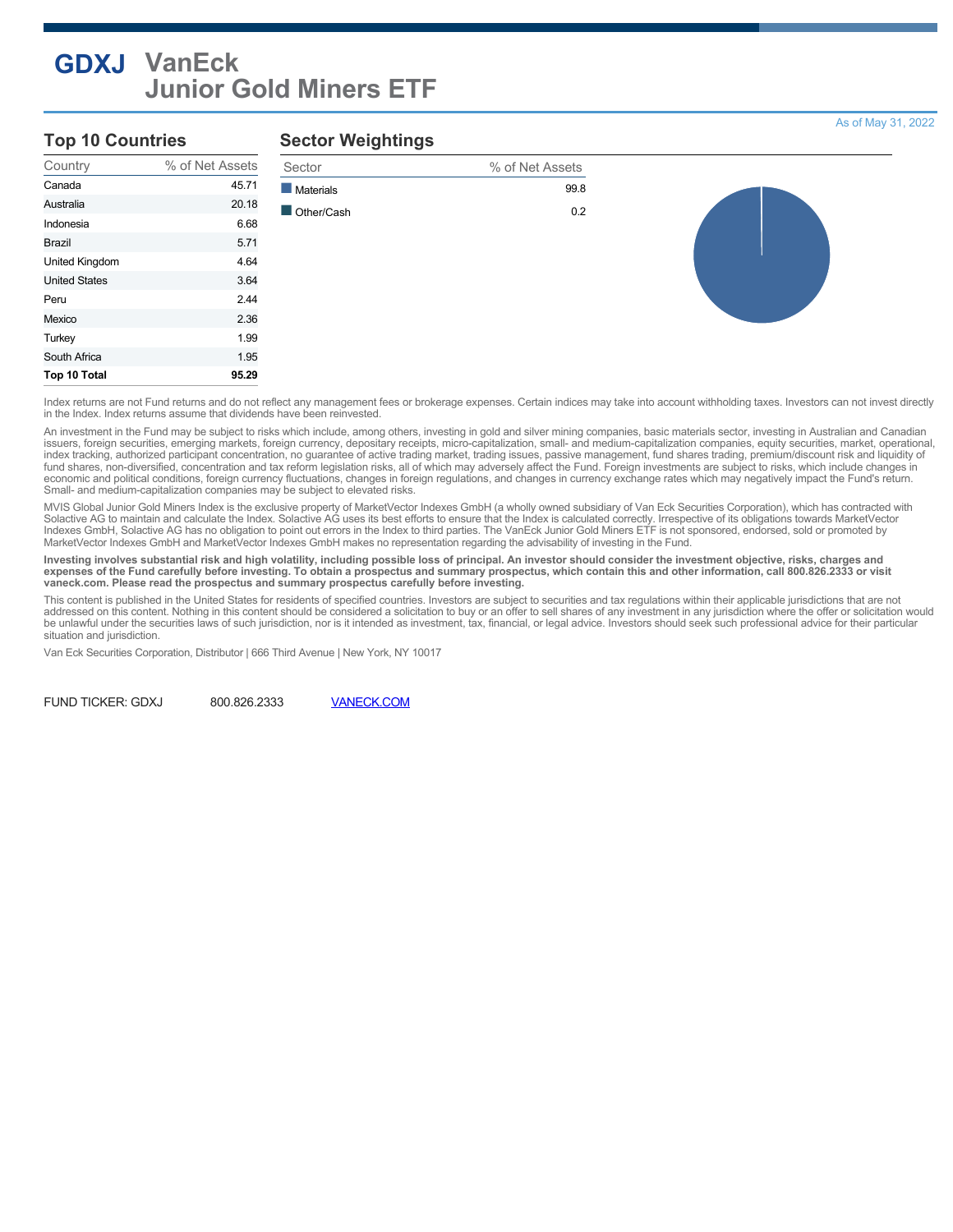# GDXJ VanEck Junior Gold Miners ETF

As of May 31, 2022

## Top 10 Countries

| Country | % of Net Assets |
|---|---|
| Canada | 45.71 |
| Australia | 20.18 |
| Indonesia | 6.68 |
| Brazil | 5.71 |
| United Kingdom | 4.64 |
| United States | 3.64 |
| Peru | 2.44 |
| Mexico | 2.36 |
| Turkey | 1.99 |
| South Africa | 1.95 |
| **Top 10 Total** | **95.29** |

## Sector Weightings

| Sector | % of Net Assets |
|---|---|
| Materials | 99.8 |
| Other/Cash | 0.2 |

Index returns are not Fund returns and do not reflect any management fees or brokerage expenses. Certain indices may take into account withholding taxes. Investors can not invest directly in the Index. Index returns assume that dividends have been reinvested.

An investment in the Fund may be subject to risks which include, among others, investing in gold and silver mining companies, basic materials sector, investing in Australian and Canadian issuers, foreign securities, emerging markets, foreign currency, depositary receipts, micro-capitalization, small- and medium-capitalization companies, equity securities, market, operational, index tracking, authorized participant concentration, no guarantee of active trading market, trading issues, passive management, fund shares trading, premium/discount risk and liquidity of fund shares, non-diversified, concentration and tax reform legislation risks, all of which may adversely affect the Fund. Foreign investments are subject to risks, which include changes in economic and political conditions, foreign currency fluctuations, changes in foreign regulations, and changes in currency exchange rates which may negatively impact the Fund's return. Small- and medium-capitalization companies may be subject to elevated risks.

MVIS Global Junior Gold Miners Index is the exclusive property of MarketVector Indexes GmbH (a wholly owned subsidiary of Van Eck Securities Corporation), which has contracted with Solactive AG to maintain and calculate the Index. Solactive AG uses its best efforts to ensure that the Index is calculated correctly. Irrespective of its obligations towards MarketVector Indexes GmbH, Solactive AG has no obligation to point out errors in the Index to third parties. The VanEck Junior Gold Miners ETF is not sponsored, endorsed, sold or promoted by MarketVector Indexes GmbH and MarketVector Indexes GmbH makes no representation regarding the advisability of investing in the Fund.

**Investing involves substantial risk and high volatility, including possible loss of principal. An investor should consider the investment objective, risks, charges and expenses of the Fund carefully before investing. To obtain a prospectus and summary prospectus, which contain this and other information, call 800.826.2333 or visit vaneck.com. Please read the prospectus and summary prospectus carefully before investing.**

This content is published in the United States for residents of specified countries. Investors are subject to securities and tax regulations within their applicable jurisdictions that are not addressed on this content. Nothing in this content should be considered a solicitation to buy or an offer to sell shares of any investment in any jurisdiction where the offer or solicitation would be unlawful under the securities laws of such jurisdiction, nor is it intended as investment, tax, financial, or legal advice. Investors should seek such professional advice for their particular situation and jurisdiction.

Van Eck Securities Corporation, Distributor | 666 Third Avenue | New York, NY 10017

FUND TICKER: GDXJ 800.826.2333 VANECK.COM